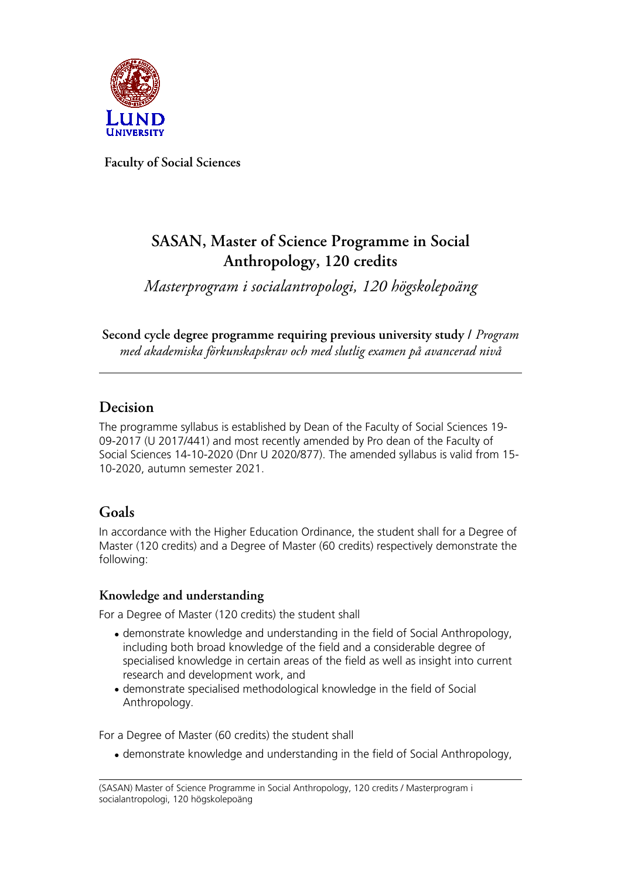**Faculty of Social Sciences**

# SASAN, Master of Science Programme in Social Anthropology, 120 credits

*Masterprogram i socialantropologi, 120 högskolepoäng*

**Second cycle degree programme requiring previous university study /** *Program med akademiska förkunskapskrav och med slutlig examen på avancerad nivå*

---

## Decision

The programme syllabus is established by Dean of the Faculty of Social Sciences 19-09-2017 (U 2017/441) and most recently amended by Pro dean of the Faculty of Social Sciences 14-10-2020 (Dnr U 2020/877). The amended syllabus is valid from 15-10-2020, autumn semester 2021.

## Goals

In accordance with the Higher Education Ordinance, the student shall for a Degree of Master (120 credits) and a Degree of Master (60 credits) respectively demonstrate the following:

### Knowledge and understanding

For a Degree of Master (120 credits) the student shall

- demonstrate knowledge and understanding in the field of Social Anthropology, including both broad knowledge of the field and a considerable degree of specialised knowledge in certain areas of the field as well as insight into current research and development work, and
- demonstrate specialised methodological knowledge in the field of Social Anthropology.

For a Degree of Master (60 credits) the student shall

- demonstrate knowledge and understanding in the field of Social Anthropology,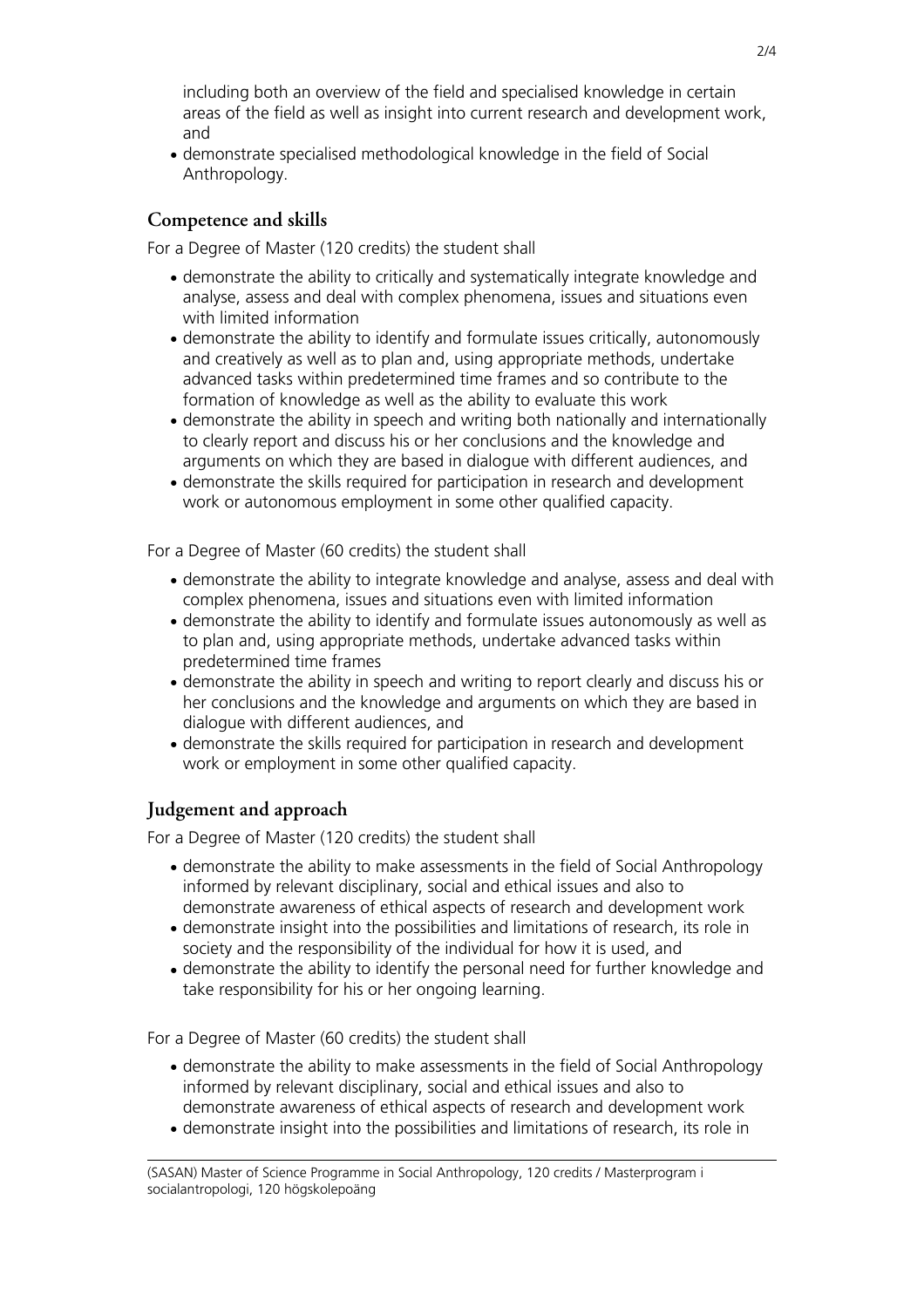including both an overview of the field and specialised knowledge in certain areas of the field as well as insight into current research and development work, and

- demonstrate specialised methodological knowledge in the field of Social Anthropology.

## Competence and skills

For a Degree of Master (120 credits) the student shall

- demonstrate the ability to critically and systematically integrate knowledge and analyse, assess and deal with complex phenomena, issues and situations even with limited information
- demonstrate the ability to identify and formulate issues critically, autonomously and creatively as well as to plan and, using appropriate methods, undertake advanced tasks within predetermined time frames and so contribute to the formation of knowledge as well as the ability to evaluate this work
- demonstrate the ability in speech and writing both nationally and internationally to clearly report and discuss his or her conclusions and the knowledge and arguments on which they are based in dialogue with different audiences, and
- demonstrate the skills required for participation in research and development work or autonomous employment in some other qualified capacity.

For a Degree of Master (60 credits) the student shall

- demonstrate the ability to integrate knowledge and analyse, assess and deal with complex phenomena, issues and situations even with limited information
- demonstrate the ability to identify and formulate issues autonomously as well as to plan and, using appropriate methods, undertake advanced tasks within predetermined time frames
- demonstrate the ability in speech and writing to report clearly and discuss his or her conclusions and the knowledge and arguments on which they are based in dialogue with different audiences, and
- demonstrate the skills required for participation in research and development work or employment in some other qualified capacity.

## Judgement and approach

For a Degree of Master (120 credits) the student shall

- demonstrate the ability to make assessments in the field of Social Anthropology informed by relevant disciplinary, social and ethical issues and also to demonstrate awareness of ethical aspects of research and development work
- demonstrate insight into the possibilities and limitations of research, its role in society and the responsibility of the individual for how it is used, and
- demonstrate the ability to identify the personal need for further knowledge and take responsibility for his or her ongoing learning.

For a Degree of Master (60 credits) the student shall

- demonstrate the ability to make assessments in the field of Social Anthropology informed by relevant disciplinary, social and ethical issues and also to demonstrate awareness of ethical aspects of research and development work
- demonstrate insight into the possibilities and limitations of research, its role in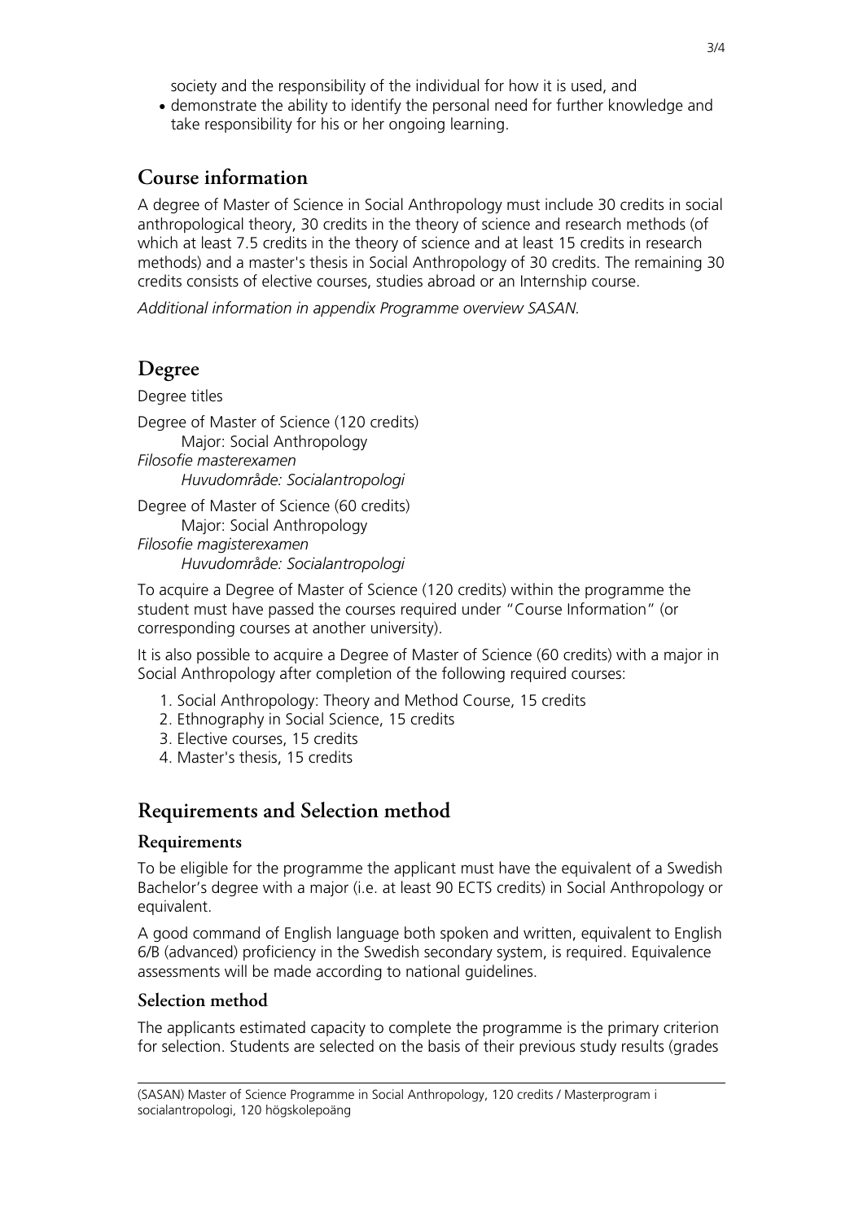society and the responsibility of the individual for how it is used, and

- demonstrate the ability to identify the personal need for further knowledge and take responsibility for his or her ongoing learning.

## Course information

A degree of Master of Science in Social Anthropology must include 30 credits in social anthropological theory, 30 credits in the theory of science and research methods (of which at least 7.5 credits in the theory of science and at least 15 credits in research methods) and a master's thesis in Social Anthropology of 30 credits. The remaining 30 credits consists of elective courses, studies abroad or an Internship course.

*Additional information in appendix Programme overview SASAN.*

## Degree

Degree titles

Degree of Master of Science (120 credits)
    Major: Social Anthropology
*Filosofie masterexamen*
    *Huvudområde: Socialantropologi*

Degree of Master of Science (60 credits)
    Major: Social Anthropology
*Filosofie magisterexamen*
    *Huvudområde: Socialantropologi*

To acquire a Degree of Master of Science (120 credits) within the programme the student must have passed the courses required under "Course Information" (or corresponding courses at another university).

It is also possible to acquire a Degree of Master of Science (60 credits) with a major in Social Anthropology after completion of the following required courses:

1. Social Anthropology: Theory and Method Course, 15 credits
2. Ethnography in Social Science, 15 credits
3. Elective courses, 15 credits
4. Master's thesis, 15 credits

## Requirements and Selection method

### Requirements

To be eligible for the programme the applicant must have the equivalent of a Swedish Bachelor's degree with a major (i.e. at least 90 ECTS credits) in Social Anthropology or equivalent.

A good command of English language both spoken and written, equivalent to English 6/B (advanced) proficiency in the Swedish secondary system, is required. Equivalence assessments will be made according to national guidelines.

### Selection method

The applicants estimated capacity to complete the programme is the primary criterion for selection. Students are selected on the basis of their previous study results (grades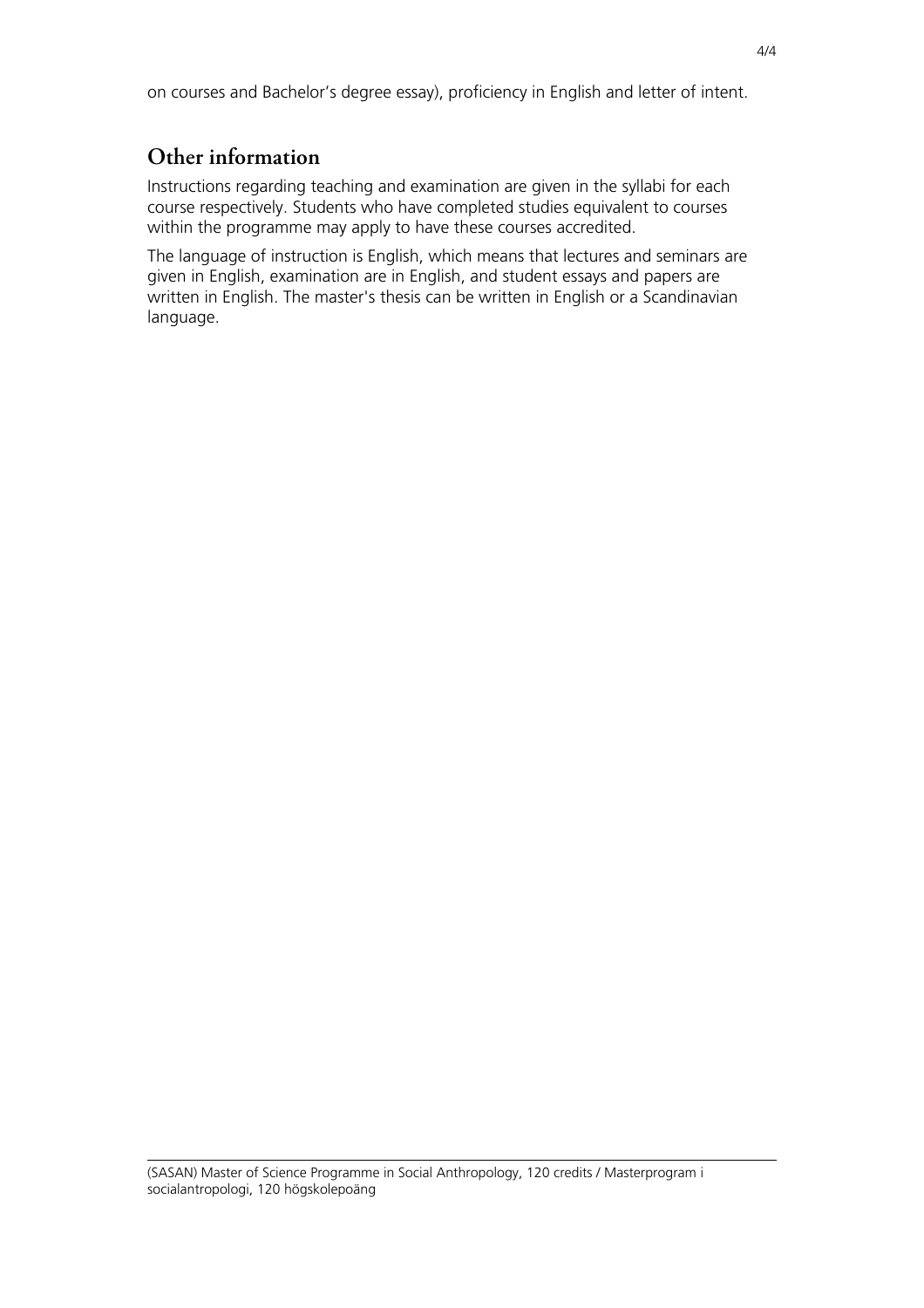on courses and Bachelor's degree essay), proficiency in English and letter of intent.

## Other information

Instructions regarding teaching and examination are given in the syllabi for each course respectively. Students who have completed studies equivalent to courses within the programme may apply to have these courses accredited.

The language of instruction is English, which means that lectures and seminars are given in English, examination are in English, and student essays and papers are written in English. The master's thesis can be written in English or a Scandinavian language.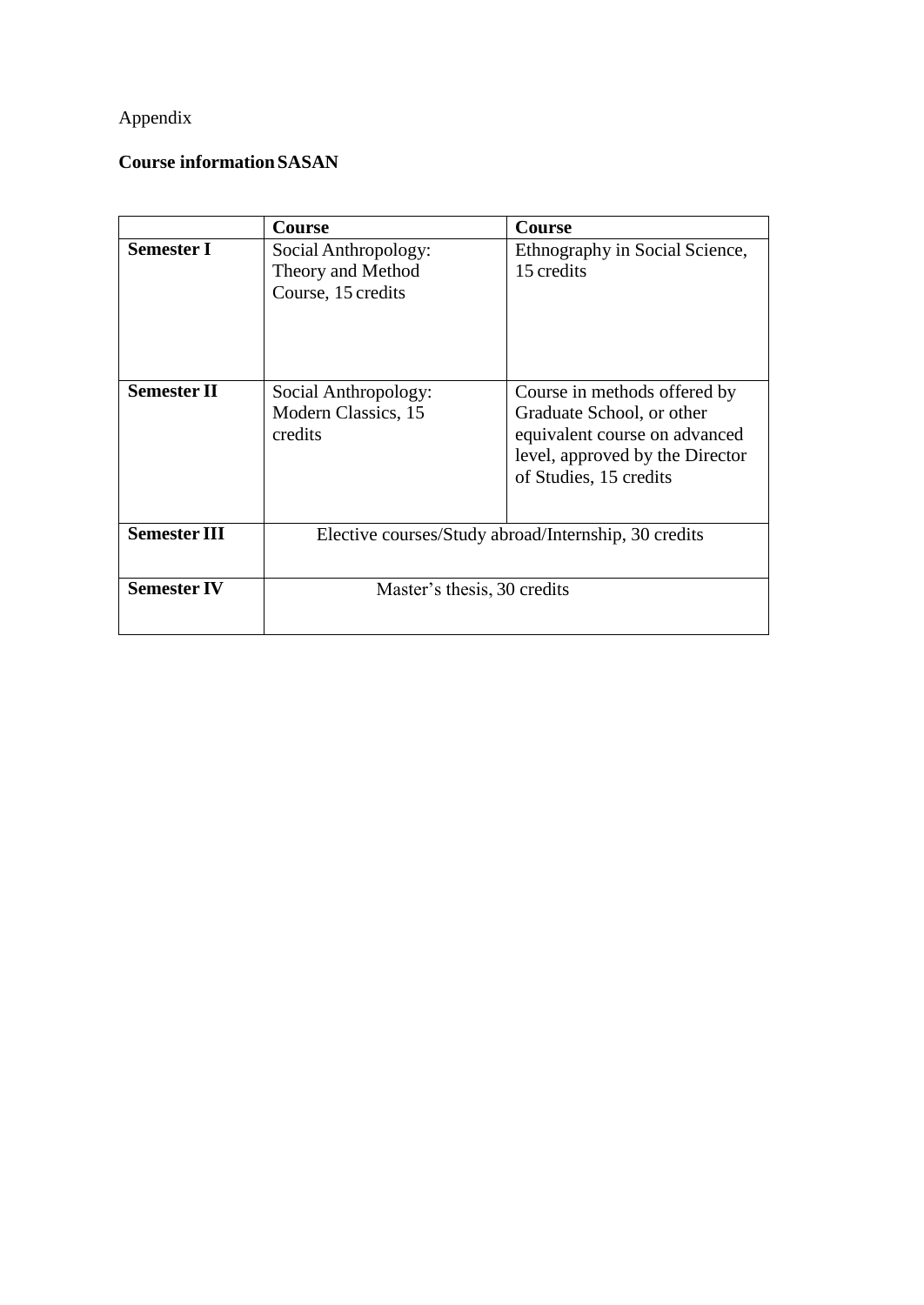Appendix

**Course information SASAN**

| | **Course** | **Course** |
|---|---|---|
| **Semester I** | Social Anthropology: Theory and Method Course, 15 credits | Ethnography in Social Science, 15 credits |
| **Semester II** | Social Anthropology: Modern Classics, 15 credits | Course in methods offered by Graduate School, or other equivalent course on advanced level, approved by the Director of Studies, 15 credits |
| **Semester III** | Elective courses/Study abroad/Internship, 30 credits | |
| **Semester IV** | Master's thesis, 30 credits | |